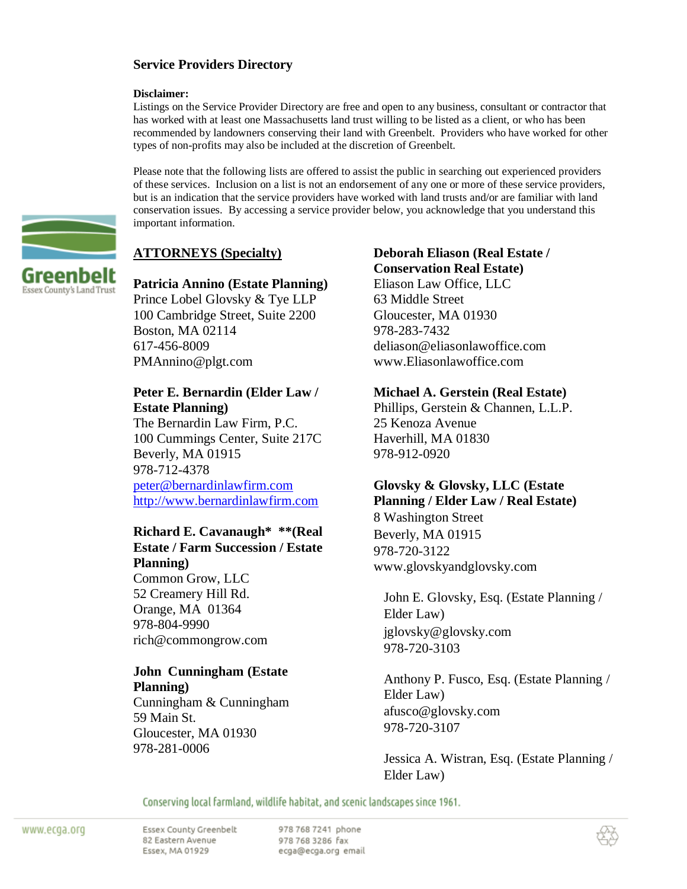## Service Providers Directory

**Disclaimer:**

Listings on the Service Provider Directory are free and open to any business, consultant or contractor that has worked with at least one Massachusetts land trust willing to be listed as a client, or who has been recommended by landowners conserving their land with Greenbelt. Providers who have worked for other types of non-profits may also be included at the discretion of Greenbelt.

Please note that the following lists are offered to assist the public in searching out experienced providers of these services. Inclusion on a list is not an endorsement of any one or more of these service providers, but is an indication that the service providers have worked with land trusts and/or are familiar with land conservation issues. By accessing a service provider below, you acknowledge that you understand this important information.

### ATTORNEYS (Specialty)

**Patricia Annino (Estate Planning)**
Prince Lobel Glovsky & Tye LLP
100 Cambridge Street, Suite 2200
Boston, MA 02114
617-456-8009
PMAnnino@plgt.com

**Peter E. Bernardin (Elder Law / Estate Planning)**
The Bernardin Law Firm, P.C.
100 Cummings Center, Suite 217C
Beverly, MA 01915
978-712-4378
peter@bernardinlawfirm.com
http://www.bernardinlawfirm.com

**Richard E. Cavanaugh* **(Real Estate / Farm Succession / Estate Planning)**
Common Grow, LLC
52 Creamery Hill Rd.
Orange, MA 01364
978-804-9990
rich@commongrow.com

**John Cunningham (Estate Planning)**
Cunningham & Cunningham
59 Main St.
Gloucester, MA 01930
978-281-0006

**Deborah Eliason (Real Estate / Conservation Real Estate)**
Eliason Law Office, LLC
63 Middle Street
Gloucester, MA 01930
978-283-7432
deliason@eliasonlawoffice.com
www.Eliasonlawoffice.com

**Michael A. Gerstein (Real Estate)**
Phillips, Gerstein & Channen, L.L.P.
25 Kenoza Avenue
Haverhill, MA 01830
978-912-0920

**Glovsky & Glovsky, LLC (Estate Planning / Elder Law / Real Estate)**
8 Washington Street
Beverly, MA 01915
978-720-3122
www.glovskyandglovsky.com

John E. Glovsky, Esq. (Estate Planning / Elder Law)
jglovsky@glovsky.com
978-720-3103

Anthony P. Fusco, Esq. (Estate Planning / Elder Law)
afusco@glovsky.com
978-720-3107

Jessica A. Wistran, Esq. (Estate Planning / Elder Law)

Conserving local farmland, wildlife habitat, and scenic landscapes since 1961.

www.ecga.org

Essex County Greenbelt
82 Eastern Avenue
Essex, MA 01929

978 768 7241 phone
978 768 3286 fax
ecga@ecga.org email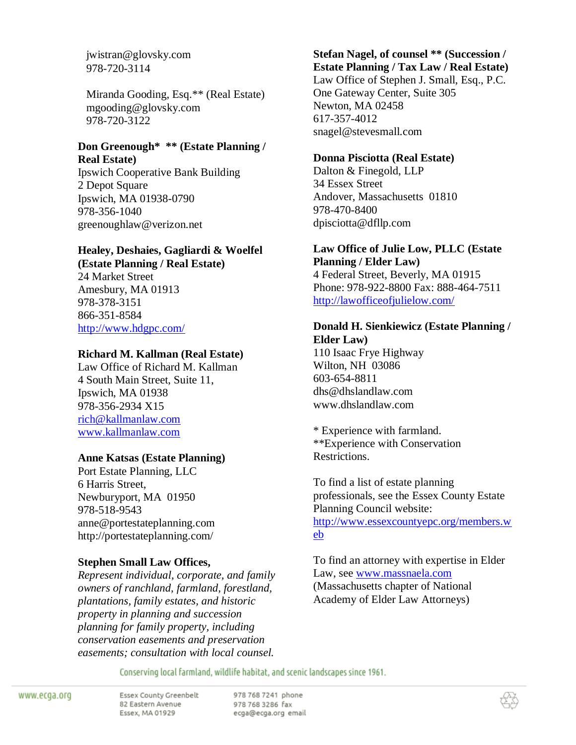jwistran@glovsky.com
978-720-3114

Miranda Gooding, Esq.** (Real Estate)
mgooding@glovsky.com
978-720-3122

**Don Greenough* ** (Estate Planning / Real Estate)**
Ipswich Cooperative Bank Building
2 Depot Square
Ipswich, MA 01938-0790
978-356-1040
greenoughlaw@verizon.net

**Healey, Deshaies, Gagliardi & Woelfel (Estate Planning / Real Estate)**
24 Market Street
Amesbury, MA 01913
978-378-3151
866-351-8584
http://www.hdgpc.com/

**Richard M. Kallman (Real Estate)**
Law Office of Richard M. Kallman
4 South Main Street, Suite 11,
Ipswich, MA 01938
978-356-2934 X15
rich@kallmanlaw.com
www.kallmanlaw.com

**Anne Katsas (Estate Planning)**
Port Estate Planning, LLC
6 Harris Street,
Newburyport, MA 01950
978-518-9543
anne@portestateplanning.com
http://portestateplanning.com/

**Stephen Small Law Offices,**
*Represent individual, corporate, and family owners of ranchland, farmland, forestland, plantations, family estates, and historic property in planning and succession planning for family property, including conservation easements and preservation easements; consultation with local counsel.*

**Stefan Nagel, of counsel ** (Succession / Estate Planning / Tax Law / Real Estate)**
Law Office of Stephen J. Small, Esq., P.C.
One Gateway Center, Suite 305
Newton, MA 02458
617-357-4012
snagel@stevesmall.com

**Donna Pisciotta (Real Estate)**
Dalton & Finegold, LLP
34 Essex Street
Andover, Massachusetts 01810
978-470-8400
dpisciotta@dfllp.com

**Law Office of Julie Low, PLLC (Estate Planning / Elder Law)**
4 Federal Street, Beverly, MA 01915
Phone: 978-922-8800 Fax: 888-464-7511
http://lawofficeofjulielow.com/

**Donald H. Sienkiewicz (Estate Planning / Elder Law)**
110 Isaac Frye Highway
Wilton, NH 03086
603-654-8811
dhs@dhslandlaw.com
www.dhslandlaw.com

* Experience with farmland.
**Experience with Conservation Restrictions.

To find a list of estate planning professionals, see the Essex County Estate Planning Council website: http://www.essexcountyepc.org/members.web

To find an attorney with expertise in Elder Law, see www.massnaela.com (Massachusetts chapter of National Academy of Elder Law Attorneys)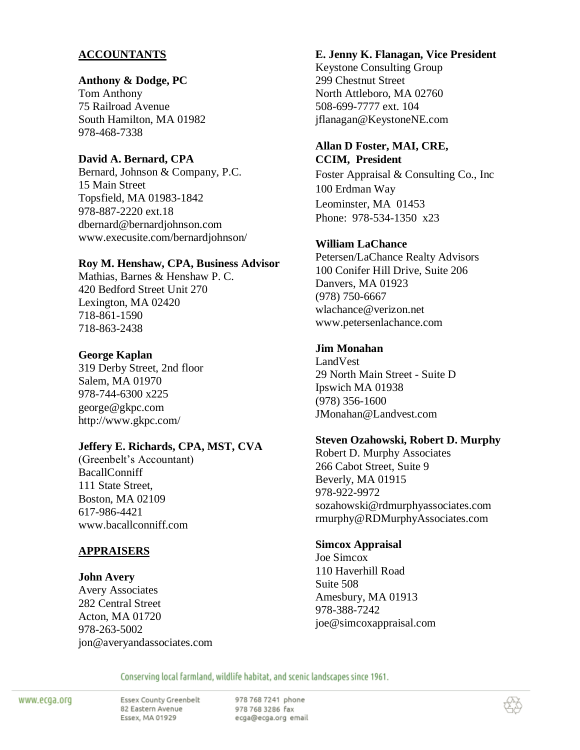## ACCOUNTANTS

**Anthony & Dodge, PC**
Tom Anthony
75 Railroad Avenue
South Hamilton, MA 01982
978-468-7338

**David A. Bernard, CPA**
Bernard, Johnson & Company, P.C.
15 Main Street
Topsfield, MA 01983-1842
978-887-2220 ext.18
dbernard@bernardjohnson.com
www.execusite.com/bernardjohnson/

**Roy M. Henshaw, CPA, Business Advisor**
Mathias, Barnes & Henshaw P. C.
420 Bedford Street Unit 270
Lexington, MA 02420
718-861-1590
718-863-2438

**George Kaplan**
319 Derby Street, 2nd floor
Salem, MA 01970
978-744-6300 x225
george@gkpc.com
http://www.gkpc.com/

**Jeffery E. Richards, CPA, MST, CVA**
(Greenbelt's Accountant)
BacallConniff
111 State Street,
Boston, MA 02109
617-986-4421
www.bacallconniff.com

## APPRAISERS

**John Avery**
Avery Associates
282 Central Street
Acton, MA 01720
978-263-5002
jon@averyandassociates.com

**E. Jenny K. Flanagan, Vice President**
Keystone Consulting Group
299 Chestnut Street
North Attleboro, MA 02760
508-699-7777 ext. 104
jflanagan@KeystoneNE.com

**Allan D Foster, MAI, CRE, CCIM, President**
Foster Appraisal & Consulting Co., Inc
100 Erdman Way
Leominster, MA 01453
Phone: 978-534-1350 x23

**William LaChance**
Petersen/LaChance Realty Advisors
100 Conifer Hill Drive, Suite 206
Danvers, MA 01923
(978) 750-6667
wlachance@verizon.net
www.petersenlachance.com

**Jim Monahan**
LandVest
29 North Main Street - Suite D
Ipswich MA 01938
(978) 356-1600
JMonahan@Landvest.com

**Steven Ozahowski, Robert D. Murphy**
Robert D. Murphy Associates
266 Cabot Street, Suite 9
Beverly, MA 01915
978-922-9972
sozahowski@rdmurphyassociates.com
rmurphy@RDMurphyAssociates.com

**Simcox Appraisal**
Joe Simcox
110 Haverhill Road
Suite 508
Amesbury, MA 01913
978-388-7242
joe@simcoxappraisal.com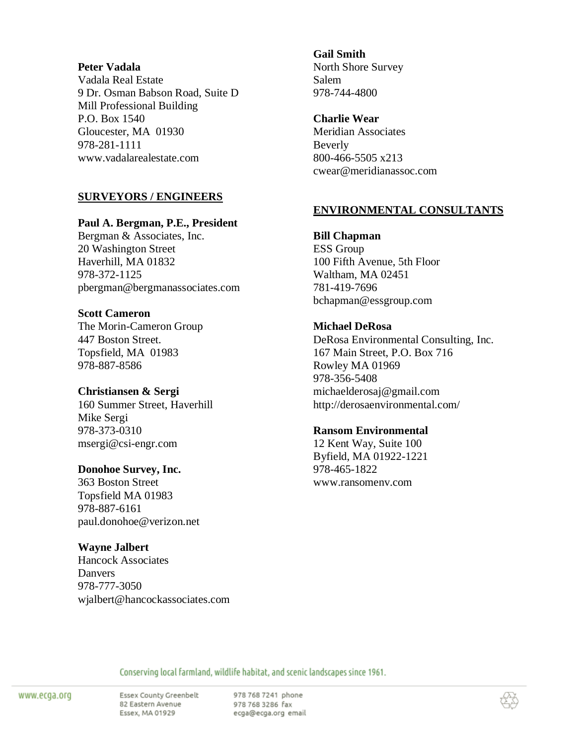**Peter Vadala**
Vadala Real Estate
9 Dr. Osman Babson Road, Suite D
Mill Professional Building
P.O. Box 1540
Gloucester, MA 01930
978-281-1111
www.vadalarealestate.com

## SURVEYORS / ENGINEERS

**Paul A. Bergman, P.E., President**
Bergman & Associates, Inc.
20 Washington Street
Haverhill, MA 01832
978-372-1125
pbergman@bergmanassociates.com

**Scott Cameron**
The Morin-Cameron Group
447 Boston Street.
Topsfield, MA 01983
978-887-8586

**Christiansen & Sergi**
160 Summer Street, Haverhill
Mike Sergi
978-373-0310
msergi@csi-engr.com

**Donohoe Survey, Inc.**
363 Boston Street
Topsfield MA 01983
978-887-6161
paul.donohoe@verizon.net

**Wayne Jalbert**
Hancock Associates
Danvers
978-777-3050
wjalbert@hancockassociates.com

**Gail Smith**
North Shore Survey
Salem
978-744-4800

**Charlie Wear**
Meridian Associates
Beverly
800-466-5505 x213
cwear@meridianassoc.com

## ENVIRONMENTAL CONSULTANTS

**Bill Chapman**
ESS Group
100 Fifth Avenue, 5th Floor
Waltham, MA 02451
781-419-7696
bchapman@essgroup.com

**Michael DeRosa**
DeRosa Environmental Consulting, Inc.
167 Main Street, P.O. Box 716
Rowley MA 01969
978-356-5408
michaelderosaj@gmail.com
http://derosaenvironmental.com/

**Ransom Environmental**
12 Kent Way, Suite 100
Byfield, MA 01922-1221
978-465-1822
www.ransomenv.com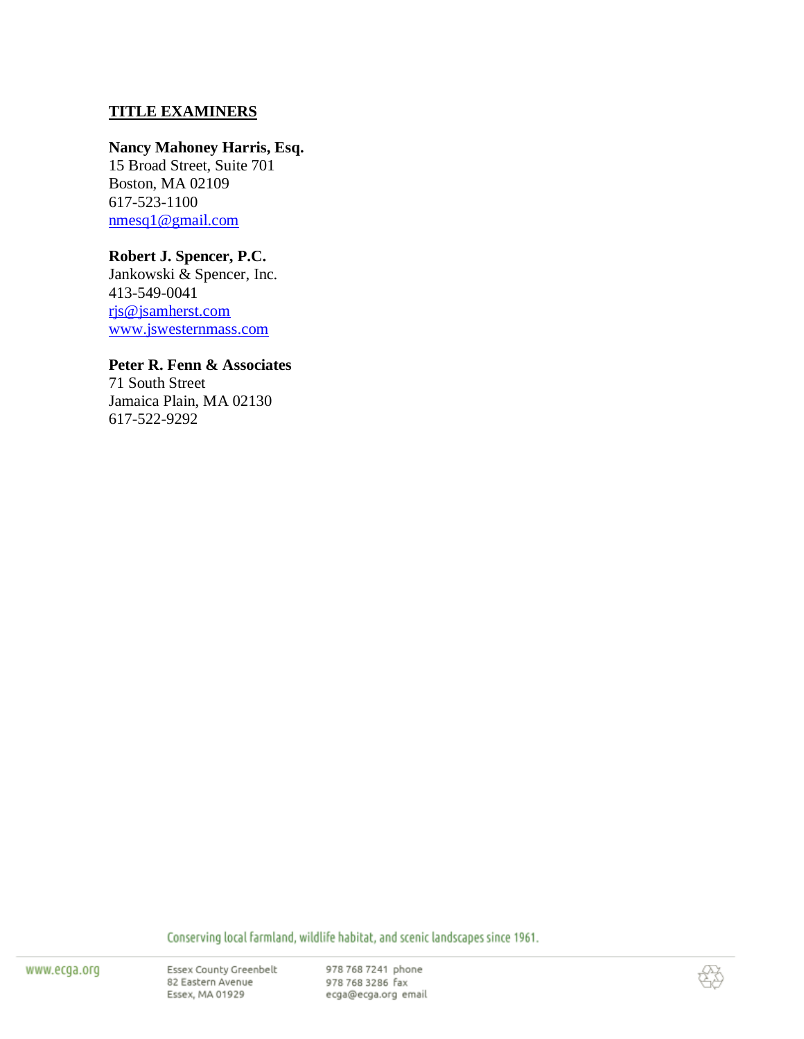## TITLE EXAMINERS

**Nancy Mahoney Harris, Esq.**
15 Broad Street, Suite 701
Boston, MA 02109
617-523-1100
nmesq1@gmail.com

**Robert J. Spencer, P.C.**
Jankowski & Spencer, Inc.
413-549-0041
rjs@jsamherst.com
www.jswesternmass.com

**Peter R. Fenn & Associates**
71 South Street
Jamaica Plain, MA 02130
617-522-9292